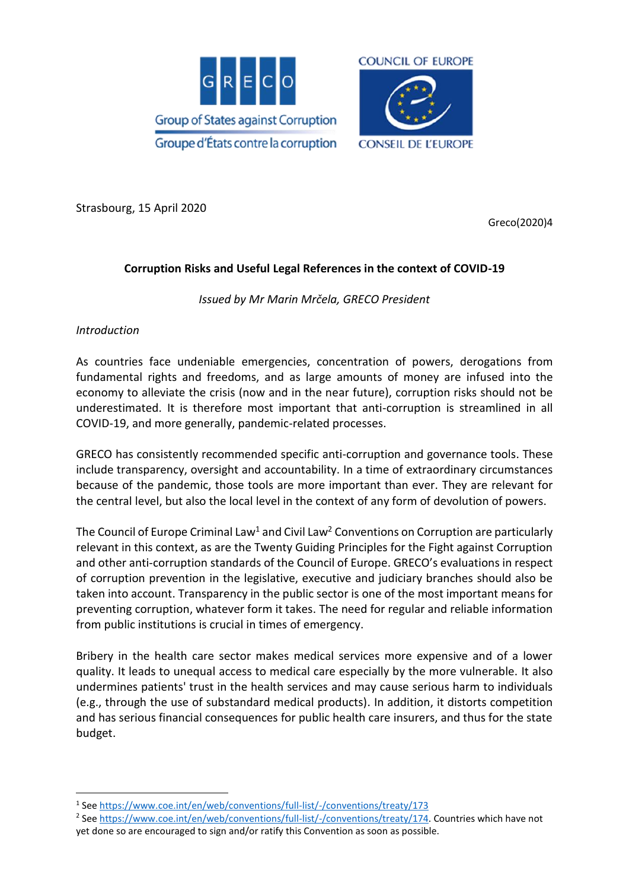GRECO

Group of States against Corruption

Groupe d'États contre la corruption

COUNCIL OF EUROPE

CONSEIL DE L'EUROPE

Strasbourg, 15 April 2020

Greco(2020)4

**Corruption Risks and Useful Legal References in the context of COVID-19**

*Issued by Mr Marin Mrčela, GRECO President*

*Introduction*

As countries face undeniable emergencies, concentration of powers, derogations from fundamental rights and freedoms, and as large amounts of money are infused into the economy to alleviate the crisis (now and in the near future), corruption risks should not be underestimated. It is therefore most important that anti-corruption is streamlined in all COVID-19, and more generally, pandemic-related processes.

GRECO has consistently recommended specific anti-corruption and governance tools. These include transparency, oversight and accountability. In a time of extraordinary circumstances because of the pandemic, those tools are more important than ever. They are relevant for the central level, but also the local level in the context of any form of devolution of powers.

The Council of Europe Criminal Law[1] and Civil Law[2] Conventions on Corruption are particularly relevant in this context, as are the Twenty Guiding Principles for the Fight against Corruption and other anti-corruption standards of the Council of Europe. GRECO's evaluations in respect of corruption prevention in the legislative, executive and judiciary branches should also be taken into account. Transparency in the public sector is one of the most important means for preventing corruption, whatever form it takes. The need for regular and reliable information from public institutions is crucial in times of emergency.

Bribery in the health care sector makes medical services more expensive and of a lower quality. It leads to unequal access to medical care especially by the more vulnerable. It also undermines patients' trust in the health services and may cause serious harm to individuals (e.g., through the use of substandard medical products). In addition, it distorts competition and has serious financial consequences for public health care insurers, and thus for the state budget.

---

[1] See https://www.coe.int/en/web/conventions/full-list/-/conventions/treaty/173

[2] See https://www.coe.int/en/web/conventions/full-list/-/conventions/treaty/174. Countries which have not yet done so are encouraged to sign and/or ratify this Convention as soon as possible.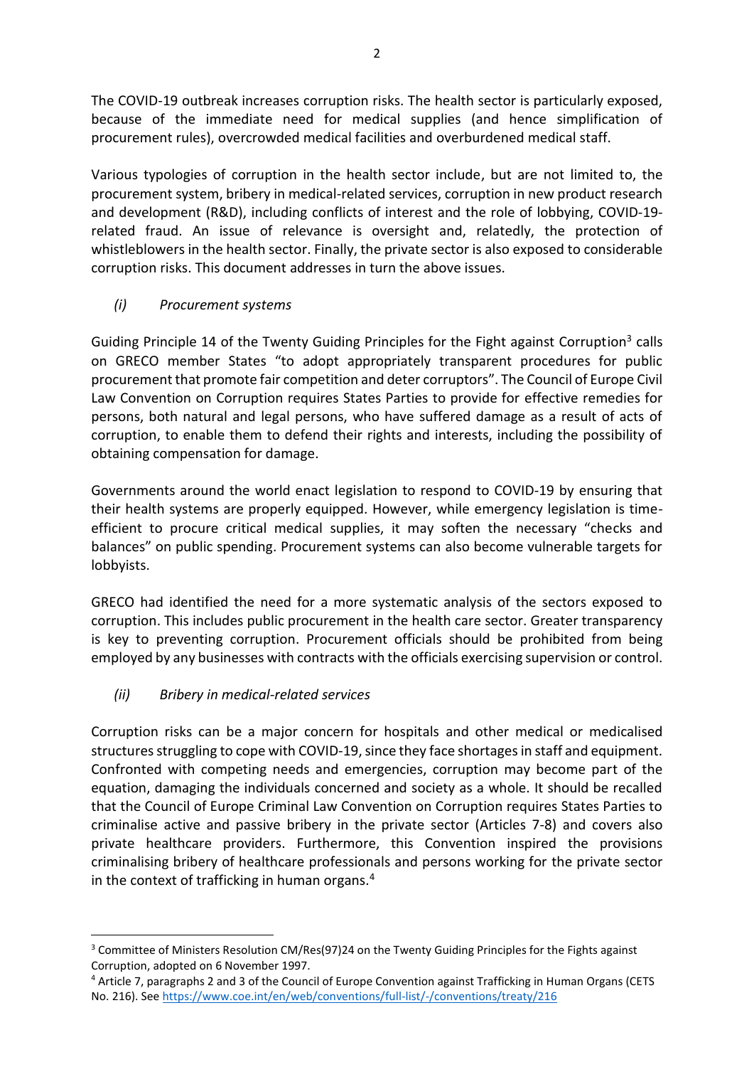The COVID-19 outbreak increases corruption risks. The health sector is particularly exposed, because of the immediate need for medical supplies (and hence simplification of procurement rules), overcrowded medical facilities and overburdened medical staff.

Various typologies of corruption in the health sector include, but are not limited to, the procurement system, bribery in medical-related services, corruption in new product research and development (R&D), including conflicts of interest and the role of lobbying, COVID-19-related fraud. An issue of relevance is oversight and, relatedly, the protection of whistleblowers in the health sector. Finally, the private sector is also exposed to considerable corruption risks. This document addresses in turn the above issues.

### *(i) Procurement systems*

Guiding Principle 14 of the Twenty Guiding Principles for the Fight against Corruption[3] calls on GRECO member States "to adopt appropriately transparent procedures for public procurement that promote fair competition and deter corruptors". The Council of Europe Civil Law Convention on Corruption requires States Parties to provide for effective remedies for persons, both natural and legal persons, who have suffered damage as a result of acts of corruption, to enable them to defend their rights and interests, including the possibility of obtaining compensation for damage.

Governments around the world enact legislation to respond to COVID-19 by ensuring that their health systems are properly equipped. However, while emergency legislation is time-efficient to procure critical medical supplies, it may soften the necessary "checks and balances" on public spending. Procurement systems can also become vulnerable targets for lobbyists.

GRECO had identified the need for a more systematic analysis of the sectors exposed to corruption. This includes public procurement in the health care sector. Greater transparency is key to preventing corruption. Procurement officials should be prohibited from being employed by any businesses with contracts with the officials exercising supervision or control.

### *(ii) Bribery in medical-related services*

Corruption risks can be a major concern for hospitals and other medical or medicalised structures struggling to cope with COVID-19, since they face shortages in staff and equipment. Confronted with competing needs and emergencies, corruption may become part of the equation, damaging the individuals concerned and society as a whole. It should be recalled that the Council of Europe Criminal Law Convention on Corruption requires States Parties to criminalise active and passive bribery in the private sector (Articles 7-8) and covers also private healthcare providers. Furthermore, this Convention inspired the provisions criminalising bribery of healthcare professionals and persons working for the private sector in the context of trafficking in human organs.[4]

---

[3] Committee of Ministers Resolution CM/Res(97)24 on the Twenty Guiding Principles for the Fights against Corruption, adopted on 6 November 1997.

[4] Article 7, paragraphs 2 and 3 of the Council of Europe Convention against Trafficking in Human Organs (CETS No. 216). See https://www.coe.int/en/web/conventions/full-list/-/conventions/treaty/216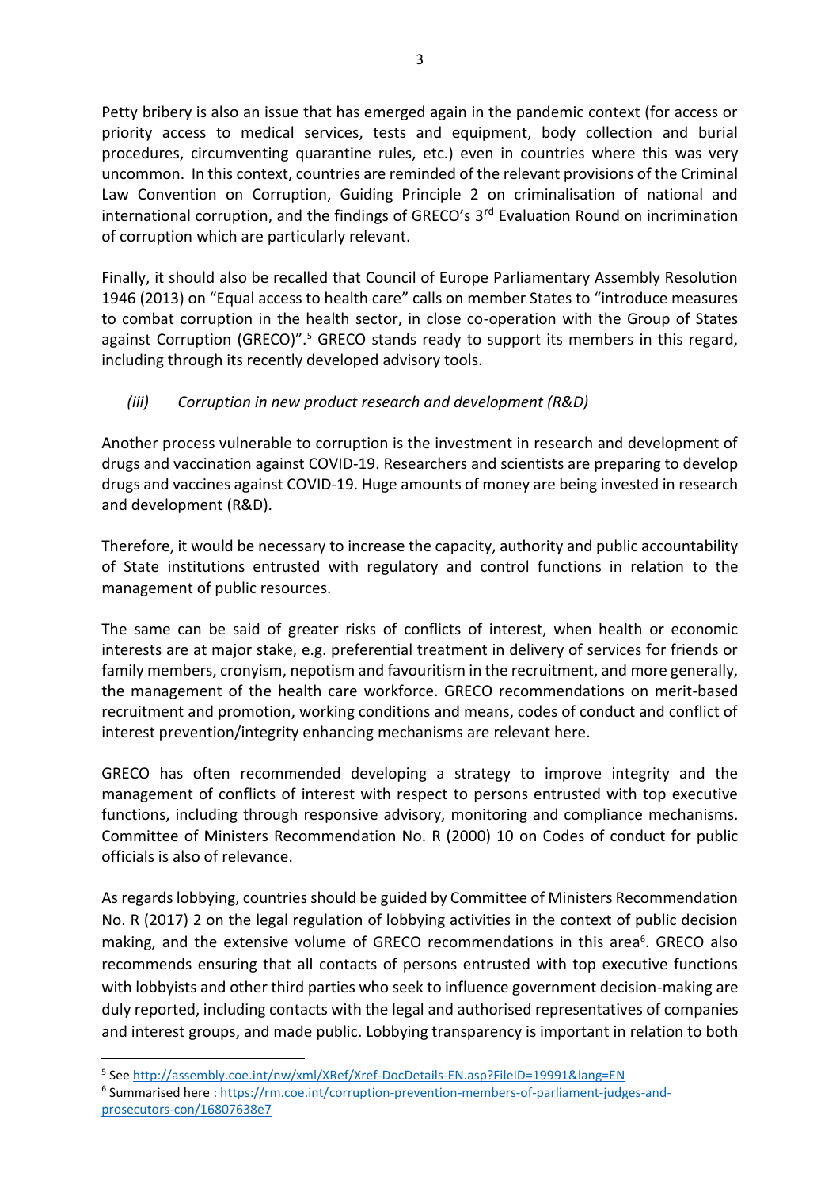Petty bribery is also an issue that has emerged again in the pandemic context (for access or priority access to medical services, tests and equipment, body collection and burial procedures, circumventing quarantine rules, etc.) even in countries where this was very uncommon. In this context, countries are reminded of the relevant provisions of the Criminal Law Convention on Corruption, Guiding Principle 2 on criminalisation of national and international corruption, and the findings of GRECO's 3rd Evaluation Round on incrimination of corruption which are particularly relevant.

Finally, it should also be recalled that Council of Europe Parliamentary Assembly Resolution 1946 (2013) on "Equal access to health care" calls on member States to "introduce measures to combat corruption in the health sector, in close co-operation with the Group of States against Corruption (GRECO)".[5] GRECO stands ready to support its members in this regard, including through its recently developed advisory tools.

*(iii) Corruption in new product research and development (R&D)*

Another process vulnerable to corruption is the investment in research and development of drugs and vaccination against COVID-19. Researchers and scientists are preparing to develop drugs and vaccines against COVID-19. Huge amounts of money are being invested in research and development (R&D).

Therefore, it would be necessary to increase the capacity, authority and public accountability of State institutions entrusted with regulatory and control functions in relation to the management of public resources.

The same can be said of greater risks of conflicts of interest, when health or economic interests are at major stake, e.g. preferential treatment in delivery of services for friends or family members, cronyism, nepotism and favouritism in the recruitment, and more generally, the management of the health care workforce. GRECO recommendations on merit-based recruitment and promotion, working conditions and means, codes of conduct and conflict of interest prevention/integrity enhancing mechanisms are relevant here.

GRECO has often recommended developing a strategy to improve integrity and the management of conflicts of interest with respect to persons entrusted with top executive functions, including through responsive advisory, monitoring and compliance mechanisms. Committee of Ministers Recommendation No. R (2000) 10 on Codes of conduct for public officials is also of relevance.

As regards lobbying, countries should be guided by Committee of Ministers Recommendation No. R (2017) 2 on the legal regulation of lobbying activities in the context of public decision making, and the extensive volume of GRECO recommendations in this area[6]. GRECO also recommends ensuring that all contacts of persons entrusted with top executive functions with lobbyists and other third parties who seek to influence government decision-making are duly reported, including contacts with the legal and authorised representatives of companies and interest groups, and made public. Lobbying transparency is important in relation to both

---

[5] See http://assembly.coe.int/nw/xml/XRef/Xref-DocDetails-EN.asp?FileID=19991&lang=EN

[6] Summarised here : https://rm.coe.int/corruption-prevention-members-of-parliament-judges-and-prosecutors-con/16807638e7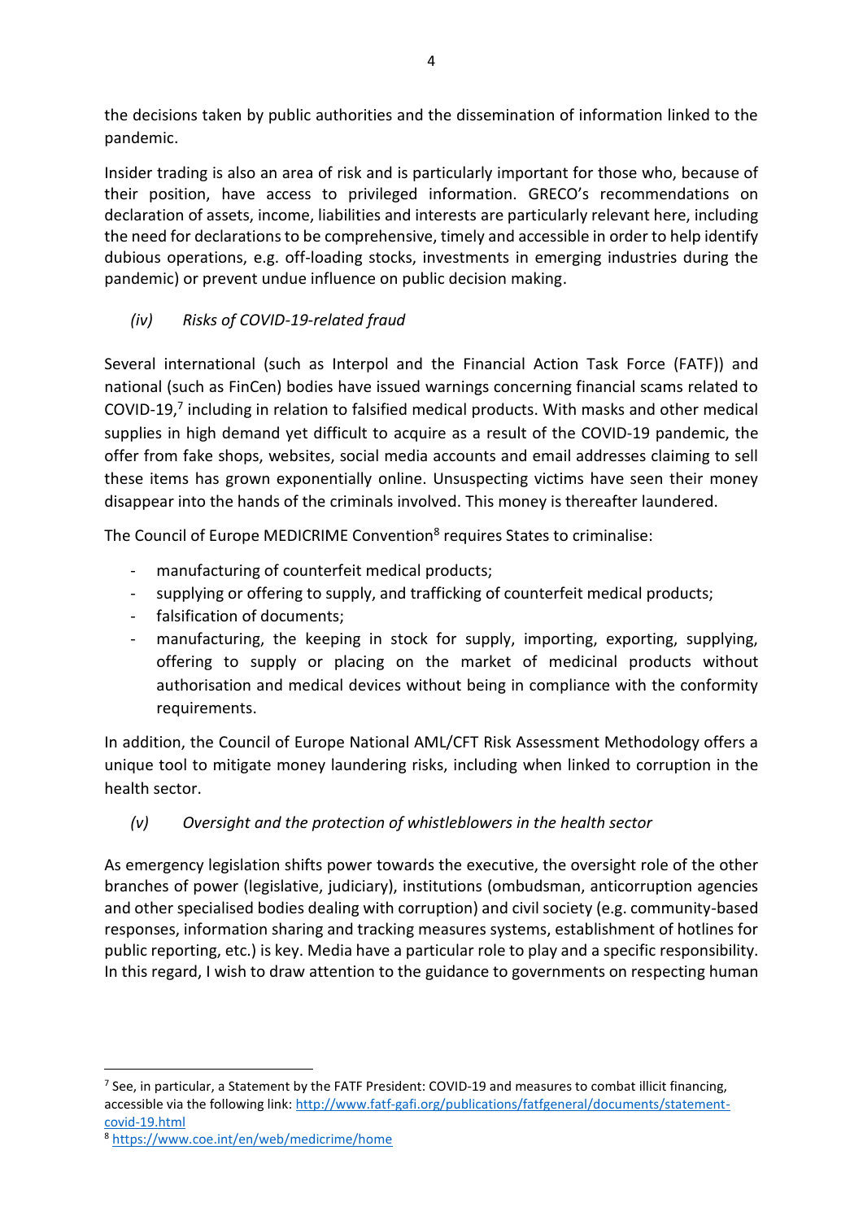the decisions taken by public authorities and the dissemination of information linked to the pandemic.

Insider trading is also an area of risk and is particularly important for those who, because of their position, have access to privileged information. GRECO's recommendations on declaration of assets, income, liabilities and interests are particularly relevant here, including the need for declarations to be comprehensive, timely and accessible in order to help identify dubious operations, e.g. off-loading stocks, investments in emerging industries during the pandemic) or prevent undue influence on public decision making.

*(iv) Risks of COVID-19-related fraud*

Several international (such as Interpol and the Financial Action Task Force (FATF)) and national (such as FinCen) bodies have issued warnings concerning financial scams related to COVID-19,[7] including in relation to falsified medical products. With masks and other medical supplies in high demand yet difficult to acquire as a result of the COVID-19 pandemic, the offer from fake shops, websites, social media accounts and email addresses claiming to sell these items has grown exponentially online. Unsuspecting victims have seen their money disappear into the hands of the criminals involved. This money is thereafter laundered.

The Council of Europe MEDICRIME Convention[8] requires States to criminalise:

- manufacturing of counterfeit medical products;
- supplying or offering to supply, and trafficking of counterfeit medical products;
- falsification of documents;
- manufacturing, the keeping in stock for supply, importing, exporting, supplying, offering to supply or placing on the market of medicinal products without authorisation and medical devices without being in compliance with the conformity requirements.

In addition, the Council of Europe National AML/CFT Risk Assessment Methodology offers a unique tool to mitigate money laundering risks, including when linked to corruption in the health sector.

*(v) Oversight and the protection of whistleblowers in the health sector*

As emergency legislation shifts power towards the executive, the oversight role of the other branches of power (legislative, judiciary), institutions (ombudsman, anticorruption agencies and other specialised bodies dealing with corruption) and civil society (e.g. community-based responses, information sharing and tracking measures systems, establishment of hotlines for public reporting, etc.) is key. Media have a particular role to play and a specific responsibility. In this regard, I wish to draw attention to the guidance to governments on respecting human

---

[7] See, in particular, a Statement by the FATF President: COVID-19 and measures to combat illicit financing, accessible via the following link: http://www.fatf-gafi.org/publications/fatfgeneral/documents/statement-covid-19.html

[8] https://www.coe.int/en/web/medicrime/home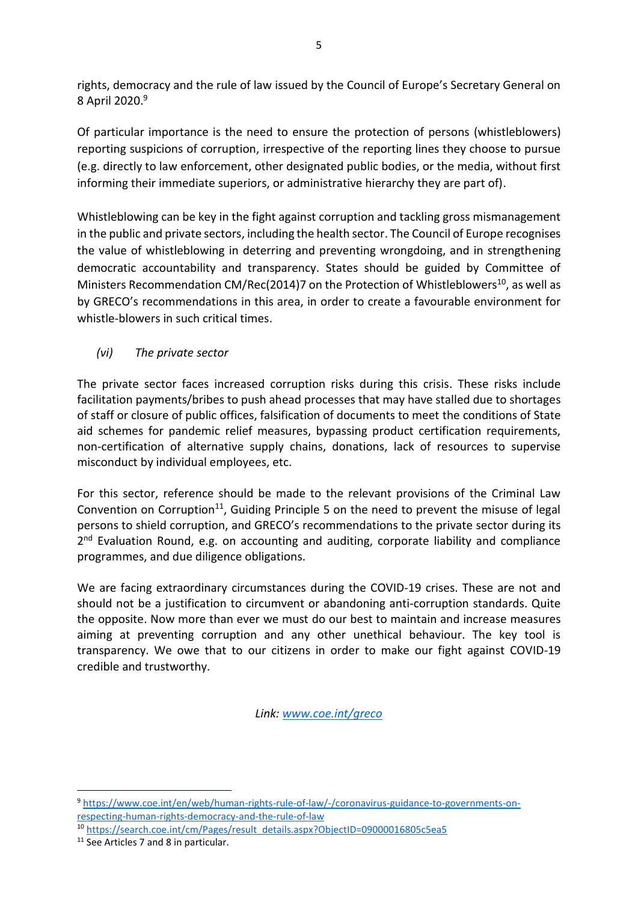rights, democracy and the rule of law issued by the Council of Europe's Secretary General on 8 April 2020.[9]

Of particular importance is the need to ensure the protection of persons (whistleblowers) reporting suspicions of corruption, irrespective of the reporting lines they choose to pursue (e.g. directly to law enforcement, other designated public bodies, or the media, without first informing their immediate superiors, or administrative hierarchy they are part of).

Whistleblowing can be key in the fight against corruption and tackling gross mismanagement in the public and private sectors, including the health sector. The Council of Europe recognises the value of whistleblowing in deterring and preventing wrongdoing, and in strengthening democratic accountability and transparency. States should be guided by Committee of Ministers Recommendation CM/Rec(2014)7 on the Protection of Whistleblowers[10], as well as by GRECO's recommendations in this area, in order to create a favourable environment for whistle-blowers in such critical times.

*(vi) The private sector*

The private sector faces increased corruption risks during this crisis. These risks include facilitation payments/bribes to push ahead processes that may have stalled due to shortages of staff or closure of public offices, falsification of documents to meet the conditions of State aid schemes for pandemic relief measures, bypassing product certification requirements, non-certification of alternative supply chains, donations, lack of resources to supervise misconduct by individual employees, etc.

For this sector, reference should be made to the relevant provisions of the Criminal Law Convention on Corruption[11], Guiding Principle 5 on the need to prevent the misuse of legal persons to shield corruption, and GRECO's recommendations to the private sector during its 2nd Evaluation Round, e.g. on accounting and auditing, corporate liability and compliance programmes, and due diligence obligations.

We are facing extraordinary circumstances during the COVID-19 crises. These are not and should not be a justification to circumvent or abandoning anti-corruption standards. Quite the opposite. Now more than ever we must do our best to maintain and increase measures aiming at preventing corruption and any other unethical behaviour. The key tool is transparency. We owe that to our citizens in order to make our fight against COVID-19 credible and trustworthy.

*Link: [www.coe.int/greco](www.coe.int/greco)*

---

[9] https://www.coe.int/en/web/human-rights-rule-of-law/-/coronavirus-guidance-to-governments-on-respecting-human-rights-democracy-and-the-rule-of-law

[10] https://search.coe.int/cm/Pages/result_details.aspx?ObjectID=09000016805c5ea5

[11] See Articles 7 and 8 in particular.